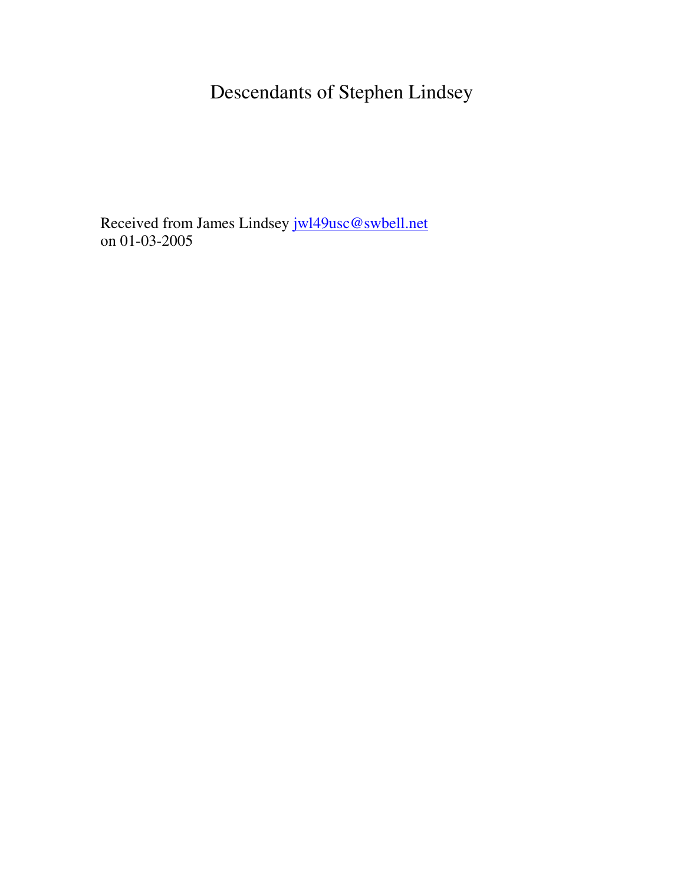# Descendants of Stephen Lindsey

Received from James Lindsey jwl49usc@swbell.net
on 01-03-2005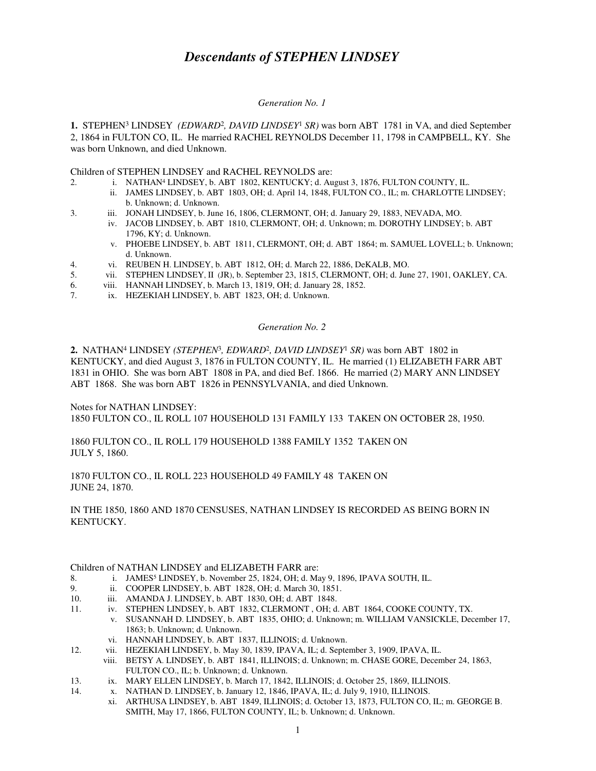# *Descendants of STEPHEN LINDSEY*

*Generation No. 1*

**1.** STEPHEN[3] LINDSEY *(EDWARD[2], DAVID LINDSEY[1] SR)* was born ABT 1781 in VA, and died September 2, 1864 in FULTON CO, IL. He married RACHEL REYNOLDS December 11, 1798 in CAMPBELL, KY. She was born Unknown, and died Unknown.

Children of STEPHEN LINDSEY and RACHEL REYNOLDS are:

2. i. NATHAN[4] LINDSEY, b. ABT 1802, KENTUCKY; d. August 3, 1876, FULTON COUNTY, IL.
   ii. JAMES LINDSEY, b. ABT 1803, OH; d. April 14, 1848, FULTON CO., IL; m. CHARLOTTE LINDSEY; b. Unknown; d. Unknown.
3. iii. JONAH LINDSEY, b. June 16, 1806, CLERMONT, OH; d. January 29, 1883, NEVADA, MO.
   iv. JACOB LINDSEY, b. ABT 1810, CLERMONT, OH; d. Unknown; m. DOROTHY LINDSEY; b. ABT 1796, KY; d. Unknown.
   v. PHOEBE LINDSEY, b. ABT 1811, CLERMONT, OH; d. ABT 1864; m. SAMUEL LOVELL; b. Unknown; d. Unknown.
4. vi. REUBEN H. LINDSEY, b. ABT 1812, OH; d. March 22, 1886, DeKALB, MO.
5. vii. STEPHEN LINDSEY, II (JR), b. September 23, 1815, CLERMONT, OH; d. June 27, 1901, OAKLEY, CA.
6. viii. HANNAH LINDSEY, b. March 13, 1819, OH; d. January 28, 1852.
7. ix. HEZEKIAH LINDSEY, b. ABT 1823, OH; d. Unknown.

*Generation No. 2*

**2.** NATHAN[4] LINDSEY *(STEPHEN[3], EDWARD[2], DAVID LINDSEY[1] SR)* was born ABT 1802 in KENTUCKY, and died August 3, 1876 in FULTON COUNTY, IL. He married (1) ELIZABETH FARR ABT 1831 in OHIO. She was born ABT 1808 in PA, and died Bef. 1866. He married (2) MARY ANN LINDSEY ABT 1868. She was born ABT 1826 in PENNSYLVANIA, and died Unknown.

Notes for NATHAN LINDSEY:
1850 FULTON CO., IL ROLL 107 HOUSEHOLD 131 FAMILY 133 TAKEN ON OCTOBER 28, 1950.

1860 FULTON CO., IL ROLL 179 HOUSEHOLD 1388 FAMILY 1352 TAKEN ON JULY 5, 1860.

1870 FULTON CO., IL ROLL 223 HOUSEHOLD 49 FAMILY 48 TAKEN ON JUNE 24, 1870.

IN THE 1850, 1860 AND 1870 CENSUSES, NATHAN LINDSEY IS RECORDED AS BEING BORN IN KENTUCKY.

Children of NATHAN LINDSEY and ELIZABETH FARR are:

8. i. JAMES[5] LINDSEY, b. November 25, 1824, OH; d. May 9, 1896, IPAVA SOUTH, IL.
9. ii. COOPER LINDSEY, b. ABT 1828, OH; d. March 30, 1851.
10. iii. AMANDA J. LINDSEY, b. ABT 1830, OH; d. ABT 1848.
11. iv. STEPHEN LINDSEY, b. ABT 1832, CLERMONT , OH; d. ABT 1864, COOKE COUNTY, TX.
   v. SUSANNAH D. LINDSEY, b. ABT 1835, OHIO; d. Unknown; m. WILLIAM VANSICKLE, December 17, 1863; b. Unknown; d. Unknown.
   vi. HANNAH LINDSEY, b. ABT 1837, ILLINOIS; d. Unknown.
12. vii. HEZEKIAH LINDSEY, b. May 30, 1839, IPAVA, IL; d. September 3, 1909, IPAVA, IL.
   viii. BETSY A. LINDSEY, b. ABT 1841, ILLINOIS; d. Unknown; m. CHASE GORE, December 24, 1863, FULTON CO., IL; b. Unknown; d. Unknown.
13. ix. MARY ELLEN LINDSEY, b. March 17, 1842, ILLINOIS; d. October 25, 1869, ILLINOIS.
14. x. NATHAN D. LINDSEY, b. January 12, 1846, IPAVA, IL; d. July 9, 1910, ILLINOIS.
   xi. ARTHUSA LINDSEY, b. ABT 1849, ILLINOIS; d. October 13, 1873, FULTON CO, IL; m. GEORGE B. SMITH, May 17, 1866, FULTON COUNTY, IL; b. Unknown; d. Unknown.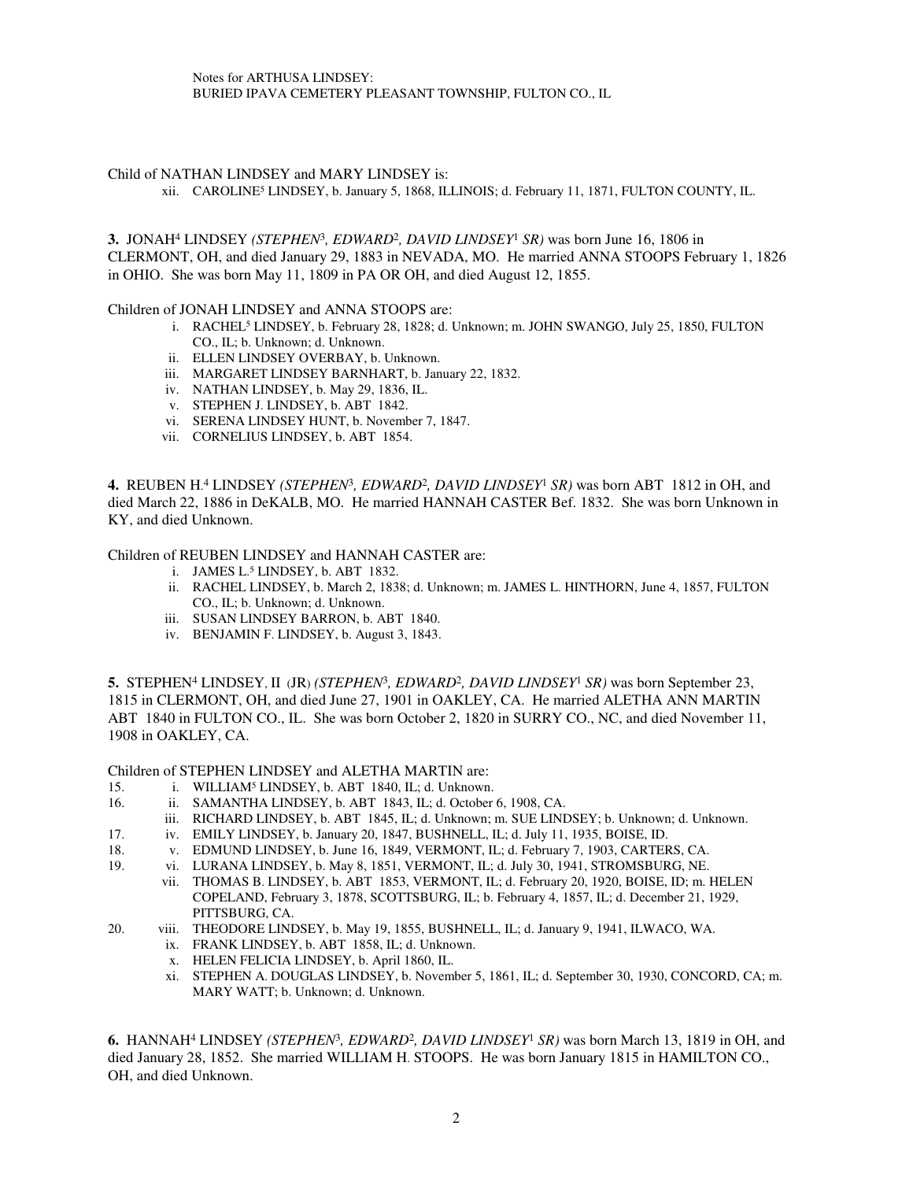Notes for ARTHUSA LINDSEY:
BURIED IPAVA CEMETERY PLEASANT TOWNSHIP, FULTON CO., IL

Child of NATHAN LINDSEY and MARY LINDSEY is:

xii. CAROLINE[5] LINDSEY, b. January 5, 1868, ILLINOIS; d. February 11, 1871, FULTON COUNTY, IL.

**3.** JONAH[4] LINDSEY *(STEPHEN[3], EDWARD[2], DAVID LINDSEY[1] SR)* was born June 16, 1806 in CLERMONT, OH, and died January 29, 1883 in NEVADA, MO. He married ANNA STOOPS February 1, 1826 in OHIO. She was born May 11, 1809 in PA OR OH, and died August 12, 1855.

Children of JONAH LINDSEY and ANNA STOOPS are:

- i. RACHEL[5] LINDSEY, b. February 28, 1828; d. Unknown; m. JOHN SWANGO, July 25, 1850, FULTON CO., IL; b. Unknown; d. Unknown.
- ii. ELLEN LINDSEY OVERBAY, b. Unknown.
- iii. MARGARET LINDSEY BARNHART, b. January 22, 1832.
- iv. NATHAN LINDSEY, b. May 29, 1836, IL.
- v. STEPHEN J. LINDSEY, b. ABT 1842.
- vi. SERENA LINDSEY HUNT, b. November 7, 1847.
- vii. CORNELIUS LINDSEY, b. ABT 1854.

**4.** REUBEN H.[4] LINDSEY *(STEPHEN[3], EDWARD[2], DAVID LINDSEY[1] SR)* was born ABT 1812 in OH, and died March 22, 1886 in DeKALB, MO. He married HANNAH CASTER Bef. 1832. She was born Unknown in KY, and died Unknown.

Children of REUBEN LINDSEY and HANNAH CASTER are:

- i. JAMES L.[5] LINDSEY, b. ABT 1832.
- ii. RACHEL LINDSEY, b. March 2, 1838; d. Unknown; m. JAMES L. HINTHORN, June 4, 1857, FULTON CO., IL; b. Unknown; d. Unknown.
- iii. SUSAN LINDSEY BARRON, b. ABT 1840.
- iv. BENJAMIN F. LINDSEY, b. August 3, 1843.

**5.** STEPHEN[4] LINDSEY, II (JR) *(STEPHEN[3], EDWARD[2], DAVID LINDSEY[1] SR)* was born September 23, 1815 in CLERMONT, OH, and died June 27, 1901 in OAKLEY, CA. He married ALETHA ANN MARTIN ABT 1840 in FULTON CO., IL. She was born October 2, 1820 in SURRY CO., NC, and died November 11, 1908 in OAKLEY, CA.

Children of STEPHEN LINDSEY and ALETHA MARTIN are:

15. i. WILLIAM[5] LINDSEY, b. ABT 1840, IL; d. Unknown.
16. ii. SAMANTHA LINDSEY, b. ABT 1843, IL; d. October 6, 1908, CA.
    iii. RICHARD LINDSEY, b. ABT 1845, IL; d. Unknown; m. SUE LINDSEY; b. Unknown; d. Unknown.
17. iv. EMILY LINDSEY, b. January 20, 1847, BUSHNELL, IL; d. July 11, 1935, BOISE, ID.
18. v. EDMUND LINDSEY, b. June 16, 1849, VERMONT, IL; d. February 7, 1903, CARTERS, CA.
19. vi. LURANA LINDSEY, b. May 8, 1851, VERMONT, IL; d. July 30, 1941, STROMSBURG, NE.
    vii. THOMAS B. LINDSEY, b. ABT 1853, VERMONT, IL; d. February 20, 1920, BOISE, ID; m. HELEN COPELAND, February 3, 1878, SCOTTSBURG, IL; b. February 4, 1857, IL; d. December 21, 1929, PITTSBURG, CA.
20. viii. THEODORE LINDSEY, b. May 19, 1855, BUSHNELL, IL; d. January 9, 1941, ILWACO, WA.
    ix. FRANK LINDSEY, b. ABT 1858, IL; d. Unknown.
    x. HELEN FELICIA LINDSEY, b. April 1860, IL.
    xi. STEPHEN A. DOUGLAS LINDSEY, b. November 5, 1861, IL; d. September 30, 1930, CONCORD, CA; m. MARY WATT; b. Unknown; d. Unknown.

**6.** HANNAH[4] LINDSEY *(STEPHEN[3], EDWARD[2], DAVID LINDSEY[1] SR)* was born March 13, 1819 in OH, and died January 28, 1852. She married WILLIAM H. STOOPS. He was born January 1815 in HAMILTON CO., OH, and died Unknown.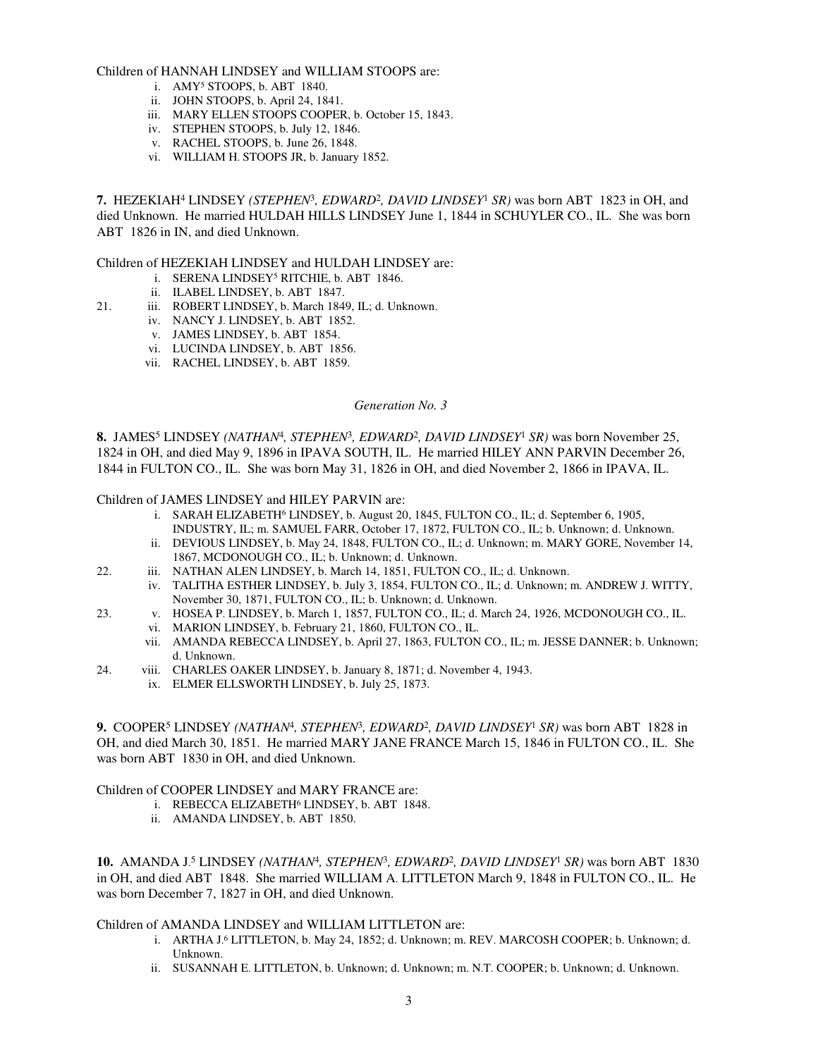Children of HANNAH LINDSEY and WILLIAM STOOPS are:

- i. AMY[5] STOOPS, b. ABT 1840.
- ii. JOHN STOOPS, b. April 24, 1841.
- iii. MARY ELLEN STOOPS COOPER, b. October 15, 1843.
- iv. STEPHEN STOOPS, b. July 12, 1846.
- v. RACHEL STOOPS, b. June 26, 1848.
- vi. WILLIAM H. STOOPS JR, b. January 1852.

**7.** HEZEKIAH[4] LINDSEY *(STEPHEN[3], EDWARD[2], DAVID LINDSEY[1] SR)* was born ABT 1823 in OH, and died Unknown. He married HULDAH HILLS LINDSEY June 1, 1844 in SCHUYLER CO., IL. She was born ABT 1826 in IN, and died Unknown.

Children of HEZEKIAH LINDSEY and HULDAH LINDSEY are:

- i. SERENA LINDSEY[5] RITCHIE, b. ABT 1846.
- ii. ILABEL LINDSEY, b. ABT 1847.
- 21. iii. ROBERT LINDSEY, b. March 1849, IL; d. Unknown.
- iv. NANCY J. LINDSEY, b. ABT 1852.
- v. JAMES LINDSEY, b. ABT 1854.
- vi. LUCINDA LINDSEY, b. ABT 1856.
- vii. RACHEL LINDSEY, b. ABT 1859.

*Generation No. 3*

**8.** JAMES[5] LINDSEY *(NATHAN[4], STEPHEN[3], EDWARD[2], DAVID LINDSEY[1] SR)* was born November 25, 1824 in OH, and died May 9, 1896 in IPAVA SOUTH, IL. He married HILEY ANN PARVIN December 26, 1844 in FULTON CO., IL. She was born May 31, 1826 in OH, and died November 2, 1866 in IPAVA, IL.

Children of JAMES LINDSEY and HILEY PARVIN are:

- i. SARAH ELIZABETH[6] LINDSEY, b. August 20, 1845, FULTON CO., IL; d. September 6, 1905, INDUSTRY, IL; m. SAMUEL FARR, October 17, 1872, FULTON CO., IL; b. Unknown; d. Unknown.
- ii. DEVIOUS LINDSEY, b. May 24, 1848, FULTON CO., IL; d. Unknown; m. MARY GORE, November 14, 1867, MCDONOUGH CO., IL; b. Unknown; d. Unknown.
- 22. iii. NATHAN ALEN LINDSEY, b. March 14, 1851, FULTON CO., IL; d. Unknown.
- iv. TALITHA ESTHER LINDSEY, b. July 3, 1854, FULTON CO., IL; d. Unknown; m. ANDREW J. WITTY, November 30, 1871, FULTON CO., IL; b. Unknown; d. Unknown.
- 23. v. HOSEA P. LINDSEY, b. March 1, 1857, FULTON CO., IL; d. March 24, 1926, MCDONOUGH CO., IL.
- vi. MARION LINDSEY, b. February 21, 1860, FULTON CO., IL.
- vii. AMANDA REBECCA LINDSEY, b. April 27, 1863, FULTON CO., IL; m. JESSE DANNER; b. Unknown; d. Unknown.
- 24. viii. CHARLES OAKER LINDSEY, b. January 8, 1871; d. November 4, 1943.
- ix. ELMER ELLSWORTH LINDSEY, b. July 25, 1873.

**9.** COOPER[5] LINDSEY *(NATHAN[4], STEPHEN[3], EDWARD[2], DAVID LINDSEY[1] SR)* was born ABT 1828 in OH, and died March 30, 1851. He married MARY JANE FRANCE March 15, 1846 in FULTON CO., IL. She was born ABT 1830 in OH, and died Unknown.

Children of COOPER LINDSEY and MARY FRANCE are:

- i. REBECCA ELIZABETH[6] LINDSEY, b. ABT 1848.
- ii. AMANDA LINDSEY, b. ABT 1850.

**10.** AMANDA J.[5] LINDSEY *(NATHAN[4], STEPHEN[3], EDWARD[2], DAVID LINDSEY[1] SR)* was born ABT 1830 in OH, and died ABT 1848. She married WILLIAM A. LITTLETON March 9, 1848 in FULTON CO., IL. He was born December 7, 1827 in OH, and died Unknown.

Children of AMANDA LINDSEY and WILLIAM LITTLETON are:

- i. ARTHA J.[6] LITTLETON, b. May 24, 1852; d. Unknown; m. REV. MARCOSH COOPER; b. Unknown; d. Unknown.
- ii. SUSANNAH E. LITTLETON, b. Unknown; d. Unknown; m. N.T. COOPER; b. Unknown; d. Unknown.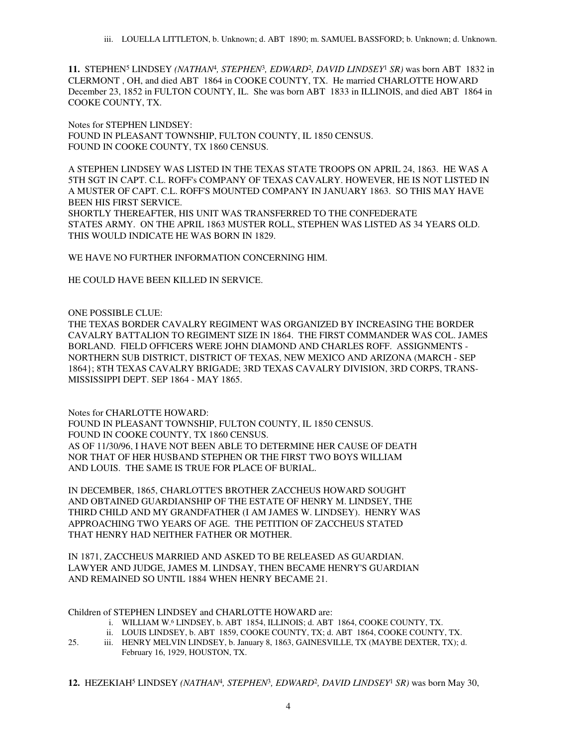iii. LOUELLA LITTLETON, b. Unknown; d. ABT 1890; m. SAMUEL BASSFORD; b. Unknown; d. Unknown.

**11.** STEPHEN[5] LINDSEY *(NATHAN[4], STEPHEN[3], EDWARD[2], DAVID LINDSEY[1] SR)* was born ABT 1832 in CLERMONT , OH, and died ABT 1864 in COOKE COUNTY, TX. He married CHARLOTTE HOWARD December 23, 1852 in FULTON COUNTY, IL. She was born ABT 1833 in ILLINOIS, and died ABT 1864 in COOKE COUNTY, TX.

Notes for STEPHEN LINDSEY:
FOUND IN PLEASANT TOWNSHIP, FULTON COUNTY, IL 1850 CENSUS.
FOUND IN COOKE COUNTY, TX 1860 CENSUS.

A STEPHEN LINDSEY WAS LISTED IN THE TEXAS STATE TROOPS ON APRIL 24, 1863. HE WAS A 5TH SGT IN CAPT. C.L. ROFF's COMPANY OF TEXAS CAVALRY. HOWEVER, HE IS NOT LISTED IN A MUSTER OF CAPT. C.L. ROFF'S MOUNTED COMPANY IN JANUARY 1863. SO THIS MAY HAVE BEEN HIS FIRST SERVICE.
SHORTLY THEREAFTER, HIS UNIT WAS TRANSFERRED TO THE CONFEDERATE STATES ARMY. ON THE APRIL 1863 MUSTER ROLL, STEPHEN WAS LISTED AS 34 YEARS OLD. THIS WOULD INDICATE HE WAS BORN IN 1829.

WE HAVE NO FURTHER INFORMATION CONCERNING HIM.

HE COULD HAVE BEEN KILLED IN SERVICE.

ONE POSSIBLE CLUE:
THE TEXAS BORDER CAVALRY REGIMENT WAS ORGANIZED BY INCREASING THE BORDER CAVALRY BATTALION TO REGIMENT SIZE IN 1864. THE FIRST COMMANDER WAS COL. JAMES BORLAND. FIELD OFFICERS WERE JOHN DIAMOND AND CHARLES ROFF. ASSIGNMENTS - NORTHERN SUB DISTRICT, DISTRICT OF TEXAS, NEW MEXICO AND ARIZONA (MARCH - SEP 1864}; 8TH TEXAS CAVALRY BRIGADE; 3RD TEXAS CAVALRY DIVISION, 3RD CORPS, TRANS-MISSISSIPPI DEPT. SEP 1864 - MAY 1865.

Notes for CHARLOTTE HOWARD:
FOUND IN PLEASANT TOWNSHIP, FULTON COUNTY, IL 1850 CENSUS.
FOUND IN COOKE COUNTY, TX 1860 CENSUS.
AS OF 11/30/96, I HAVE NOT BEEN ABLE TO DETERMINE HER CAUSE OF DEATH NOR THAT OF HER HUSBAND STEPHEN OR THE FIRST TWO BOYS WILLIAM AND LOUIS. THE SAME IS TRUE FOR PLACE OF BURIAL.

IN DECEMBER, 1865, CHARLOTTE'S BROTHER ZACCHEUS HOWARD SOUGHT AND OBTAINED GUARDIANSHIP OF THE ESTATE OF HENRY M. LINDSEY, THE THIRD CHILD AND MY GRANDFATHER (I AM JAMES W. LINDSEY). HENRY WAS APPROACHING TWO YEARS OF AGE. THE PETITION OF ZACCHEUS STATED THAT HENRY HAD NEITHER FATHER OR MOTHER.

IN 1871, ZACCHEUS MARRIED AND ASKED TO BE RELEASED AS GUARDIAN. LAWYER AND JUDGE, JAMES M. LINDSAY, THEN BECAME HENRY'S GUARDIAN AND REMAINED SO UNTIL 1884 WHEN HENRY BECAME 21.

Children of STEPHEN LINDSEY and CHARLOTTE HOWARD are:

i. WILLIAM W.[6] LINDSEY, b. ABT 1854, ILLINOIS; d. ABT 1864, COOKE COUNTY, TX.
ii. LOUIS LINDSEY, b. ABT 1859, COOKE COUNTY, TX; d. ABT 1864, COOKE COUNTY, TX.
25. iii. HENRY MELVIN LINDSEY, b. January 8, 1863, GAINESVILLE, TX (MAYBE DEXTER, TX); d. February 16, 1929, HOUSTON, TX.

**12.** HEZEKIAH[5] LINDSEY *(NATHAN[4], STEPHEN[3], EDWARD[2], DAVID LINDSEY[1] SR)* was born May 30,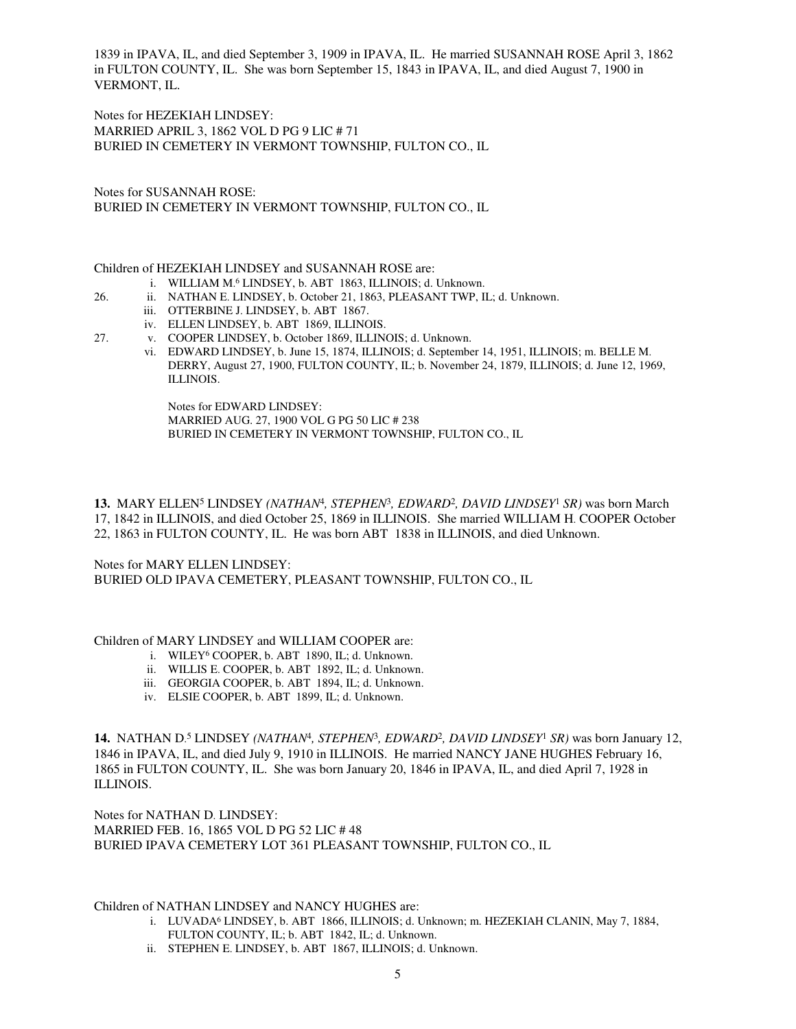1839 in IPAVA, IL, and died September 3, 1909 in IPAVA, IL. He married SUSANNAH ROSE April 3, 1862 in FULTON COUNTY, IL. She was born September 15, 1843 in IPAVA, IL, and died August 7, 1900 in VERMONT, IL.

Notes for HEZEKIAH LINDSEY:
MARRIED APRIL 3, 1862 VOL D PG 9 LIC # 71
BURIED IN CEMETERY IN VERMONT TOWNSHIP, FULTON CO., IL

Notes for SUSANNAH ROSE:
BURIED IN CEMETERY IN VERMONT TOWNSHIP, FULTON CO., IL

Children of HEZEKIAH LINDSEY and SUSANNAH ROSE are:

- i. WILLIAM M.[6] LINDSEY, b. ABT 1863, ILLINOIS; d. Unknown.
- 26. ii. NATHAN E. LINDSEY, b. October 21, 1863, PLEASANT TWP, IL; d. Unknown.
- iii. OTTERBINE J. LINDSEY, b. ABT 1867.
- iv. ELLEN LINDSEY, b. ABT 1869, ILLINOIS.
- 27. v. COOPER LINDSEY, b. October 1869, ILLINOIS; d. Unknown.
- vi. EDWARD LINDSEY, b. June 15, 1874, ILLINOIS; d. September 14, 1951, ILLINOIS; m. BELLE M. DERRY, August 27, 1900, FULTON COUNTY, IL; b. November 24, 1879, ILLINOIS; d. June 12, 1969, ILLINOIS.

  Notes for EDWARD LINDSEY:
  MARRIED AUG. 27, 1900 VOL G PG 50 LIC # 238
  BURIED IN CEMETERY IN VERMONT TOWNSHIP, FULTON CO., IL

**13.** MARY ELLEN[5] LINDSEY *(NATHAN[4], STEPHEN[3], EDWARD[2], DAVID LINDSEY[1] SR)* was born March 17, 1842 in ILLINOIS, and died October 25, 1869 in ILLINOIS. She married WILLIAM H. COOPER October 22, 1863 in FULTON COUNTY, IL. He was born ABT 1838 in ILLINOIS, and died Unknown.

Notes for MARY ELLEN LINDSEY:
BURIED OLD IPAVA CEMETERY, PLEASANT TOWNSHIP, FULTON CO., IL

Children of MARY LINDSEY and WILLIAM COOPER are:

- i. WILEY[6] COOPER, b. ABT 1890, IL; d. Unknown.
- ii. WILLIS E. COOPER, b. ABT 1892, IL; d. Unknown.
- iii. GEORGIA COOPER, b. ABT 1894, IL; d. Unknown.
- iv. ELSIE COOPER, b. ABT 1899, IL; d. Unknown.

**14.** NATHAN D.[5] LINDSEY *(NATHAN[4], STEPHEN[3], EDWARD[2], DAVID LINDSEY[1] SR)* was born January 12, 1846 in IPAVA, IL, and died July 9, 1910 in ILLINOIS. He married NANCY JANE HUGHES February 16, 1865 in FULTON COUNTY, IL. She was born January 20, 1846 in IPAVA, IL, and died April 7, 1928 in ILLINOIS.

Notes for NATHAN D. LINDSEY:
MARRIED FEB. 16, 1865 VOL D PG 52 LIC # 48
BURIED IPAVA CEMETERY LOT 361 PLEASANT TOWNSHIP, FULTON CO., IL

Children of NATHAN LINDSEY and NANCY HUGHES are:

- i. LUVADA[6] LINDSEY, b. ABT 1866, ILLINOIS; d. Unknown; m. HEZEKIAH CLANIN, May 7, 1884, FULTON COUNTY, IL; b. ABT 1842, IL; d. Unknown.
- ii. STEPHEN E. LINDSEY, b. ABT 1867, ILLINOIS; d. Unknown.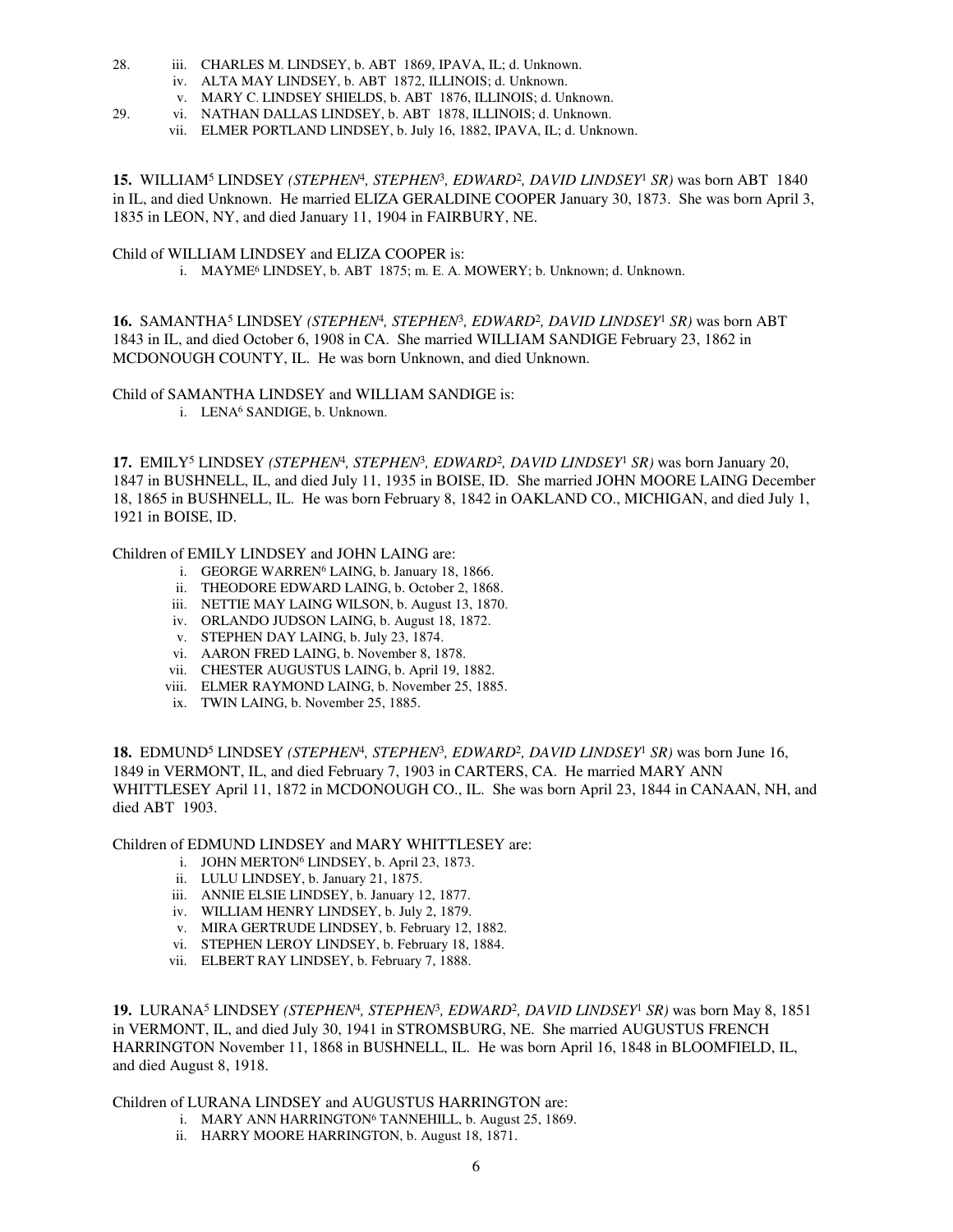28. iii. CHARLES M. LINDSEY, b. ABT 1869, IPAVA, IL; d. Unknown.
    iv. ALTA MAY LINDSEY, b. ABT 1872, ILLINOIS; d. Unknown.
    v. MARY C. LINDSEY SHIELDS, b. ABT 1876, ILLINOIS; d. Unknown.
29. vi. NATHAN DALLAS LINDSEY, b. ABT 1878, ILLINOIS; d. Unknown.
    vii. ELMER PORTLAND LINDSEY, b. July 16, 1882, IPAVA, IL; d. Unknown.

**15.** WILLIAM[5] LINDSEY *(STEPHEN[4], STEPHEN[3], EDWARD[2], DAVID LINDSEY[1] SR)* was born ABT 1840 in IL, and died Unknown. He married ELIZA GERALDINE COOPER January 30, 1873. She was born April 3, 1835 in LEON, NY, and died January 11, 1904 in FAIRBURY, NE.

Child of WILLIAM LINDSEY and ELIZA COOPER is:

  i. MAYME[6] LINDSEY, b. ABT 1875; m. E. A. MOWERY; b. Unknown; d. Unknown.

**16.** SAMANTHA[5] LINDSEY *(STEPHEN[4], STEPHEN[3], EDWARD[2], DAVID LINDSEY[1] SR)* was born ABT 1843 in IL, and died October 6, 1908 in CA. She married WILLIAM SANDIGE February 23, 1862 in MCDONOUGH COUNTY, IL. He was born Unknown, and died Unknown.

Child of SAMANTHA LINDSEY and WILLIAM SANDIGE is:

  i. LENA[6] SANDIGE, b. Unknown.

**17.** EMILY[5] LINDSEY *(STEPHEN[4], STEPHEN[3], EDWARD[2], DAVID LINDSEY[1] SR)* was born January 20, 1847 in BUSHNELL, IL, and died July 11, 1935 in BOISE, ID. She married JOHN MOORE LAING December 18, 1865 in BUSHNELL, IL. He was born February 8, 1842 in OAKLAND CO., MICHIGAN, and died July 1, 1921 in BOISE, ID.

Children of EMILY LINDSEY and JOHN LAING are:

  i. GEORGE WARREN[6] LAING, b. January 18, 1866.
  ii. THEODORE EDWARD LAING, b. October 2, 1868.
  iii. NETTIE MAY LAING WILSON, b. August 13, 1870.
  iv. ORLANDO JUDSON LAING, b. August 18, 1872.
  v. STEPHEN DAY LAING, b. July 23, 1874.
  vi. AARON FRED LAING, b. November 8, 1878.
  vii. CHESTER AUGUSTUS LAING, b. April 19, 1882.
  viii. ELMER RAYMOND LAING, b. November 25, 1885.
  ix. TWIN LAING, b. November 25, 1885.

**18.** EDMUND[5] LINDSEY *(STEPHEN[4], STEPHEN[3], EDWARD[2], DAVID LINDSEY[1] SR)* was born June 16, 1849 in VERMONT, IL, and died February 7, 1903 in CARTERS, CA. He married MARY ANN WHITTLESEY April 11, 1872 in MCDONOUGH CO., IL. She was born April 23, 1844 in CANAAN, NH, and died ABT 1903.

Children of EDMUND LINDSEY and MARY WHITTLESEY are:

  i. JOHN MERTON[6] LINDSEY, b. April 23, 1873.
  ii. LULU LINDSEY, b. January 21, 1875.
  iii. ANNIE ELSIE LINDSEY, b. January 12, 1877.
  iv. WILLIAM HENRY LINDSEY, b. July 2, 1879.
  v. MIRA GERTRUDE LINDSEY, b. February 12, 1882.
  vi. STEPHEN LEROY LINDSEY, b. February 18, 1884.
  vii. ELBERT RAY LINDSEY, b. February 7, 1888.

**19.** LURANA[5] LINDSEY *(STEPHEN[4], STEPHEN[3], EDWARD[2], DAVID LINDSEY[1] SR)* was born May 8, 1851 in VERMONT, IL, and died July 30, 1941 in STROMSBURG, NE. She married AUGUSTUS FRENCH HARRINGTON November 11, 1868 in BUSHNELL, IL. He was born April 16, 1848 in BLOOMFIELD, IL, and died August 8, 1918.

Children of LURANA LINDSEY and AUGUSTUS HARRINGTON are:

  i. MARY ANN HARRINGTON[6] TANNEHILL, b. August 25, 1869.
  ii. HARRY MOORE HARRINGTON, b. August 18, 1871.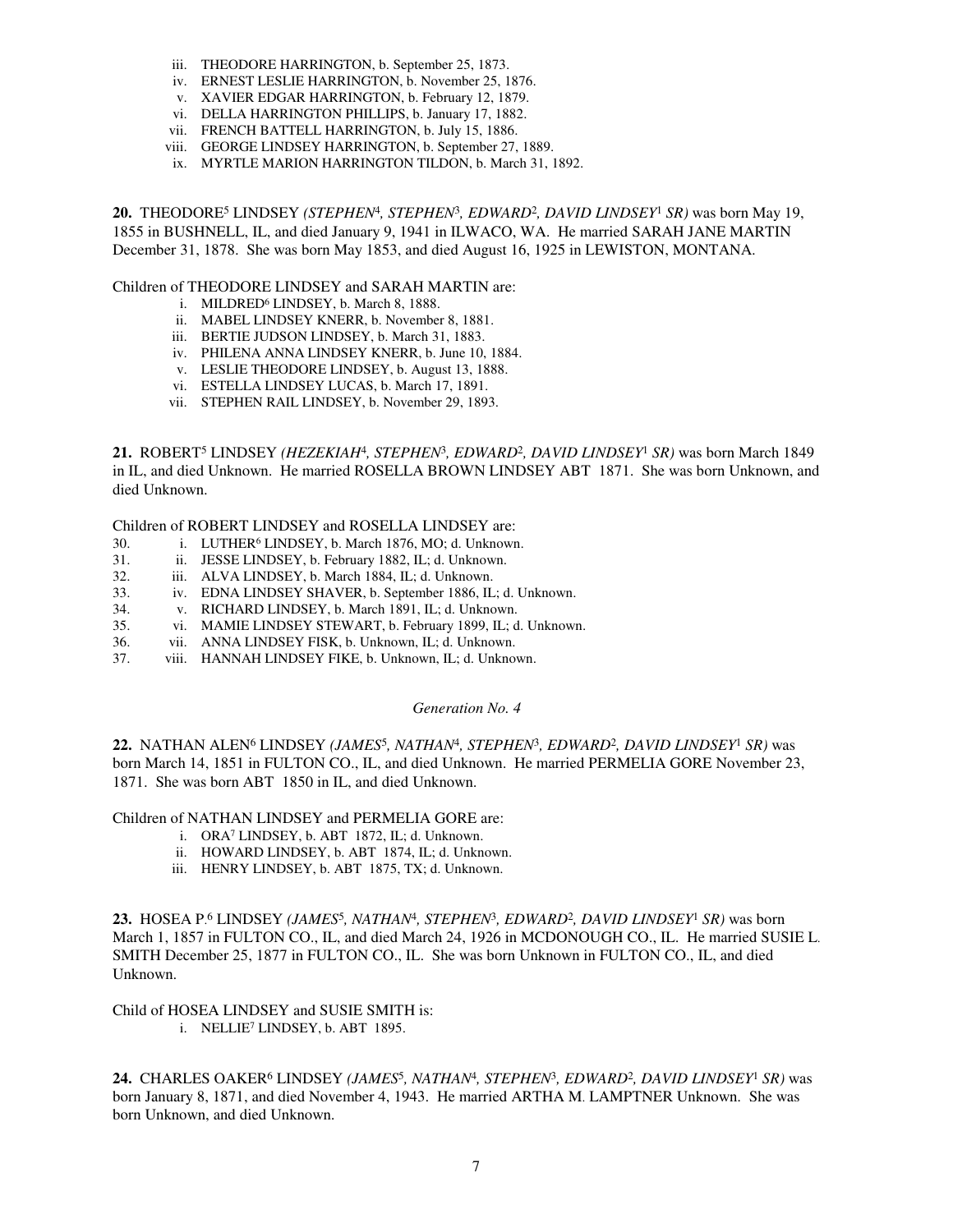iii. THEODORE HARRINGTON, b. September 25, 1873.
iv. ERNEST LESLIE HARRINGTON, b. November 25, 1876.
v. XAVIER EDGAR HARRINGTON, b. February 12, 1879.
vi. DELLA HARRINGTON PHILLIPS, b. January 17, 1882.
vii. FRENCH BATTELL HARRINGTON, b. July 15, 1886.
viii. GEORGE LINDSEY HARRINGTON, b. September 27, 1889.
ix. MYRTLE MARION HARRINGTON TILDON, b. March 31, 1892.

**20.** THEODORE[5] LINDSEY *(STEPHEN[4], STEPHEN[3], EDWARD[2], DAVID LINDSEY[1] SR)* was born May 19, 1855 in BUSHNELL, IL, and died January 9, 1941 in ILWACO, WA. He married SARAH JANE MARTIN December 31, 1878. She was born May 1853, and died August 16, 1925 in LEWISTON, MONTANA.

Children of THEODORE LINDSEY and SARAH MARTIN are:

i. MILDRED[6] LINDSEY, b. March 8, 1888.
ii. MABEL LINDSEY KNERR, b. November 8, 1881.
iii. BERTIE JUDSON LINDSEY, b. March 31, 1883.
iv. PHILENA ANNA LINDSEY KNERR, b. June 10, 1884.
v. LESLIE THEODORE LINDSEY, b. August 13, 1888.
vi. ESTELLA LINDSEY LUCAS, b. March 17, 1891.
vii. STEPHEN RAIL LINDSEY, b. November 29, 1893.

**21.** ROBERT[5] LINDSEY *(HEZEKIAH[4], STEPHEN[3], EDWARD[2], DAVID LINDSEY[1] SR)* was born March 1849 in IL, and died Unknown. He married ROSELLA BROWN LINDSEY ABT 1871. She was born Unknown, and died Unknown.

Children of ROBERT LINDSEY and ROSELLA LINDSEY are:

30. i. LUTHER[6] LINDSEY, b. March 1876, MO; d. Unknown.
31. ii. JESSE LINDSEY, b. February 1882, IL; d. Unknown.
32. iii. ALVA LINDSEY, b. March 1884, IL; d. Unknown.
33. iv. EDNA LINDSEY SHAVER, b. September 1886, IL; d. Unknown.
34. v. RICHARD LINDSEY, b. March 1891, IL; d. Unknown.
35. vi. MAMIE LINDSEY STEWART, b. February 1899, IL; d. Unknown.
36. vii. ANNA LINDSEY FISK, b. Unknown, IL; d. Unknown.
37. viii. HANNAH LINDSEY FIKE, b. Unknown, IL; d. Unknown.

*Generation No. 4*

**22.** NATHAN ALEN[6] LINDSEY *(JAMES[5], NATHAN[4], STEPHEN[3], EDWARD[2], DAVID LINDSEY[1] SR)* was born March 14, 1851 in FULTON CO., IL, and died Unknown. He married PERMELIA GORE November 23, 1871. She was born ABT 1850 in IL, and died Unknown.

Children of NATHAN LINDSEY and PERMELIA GORE are:

i. ORA[7] LINDSEY, b. ABT 1872, IL; d. Unknown.
ii. HOWARD LINDSEY, b. ABT 1874, IL; d. Unknown.
iii. HENRY LINDSEY, b. ABT 1875, TX; d. Unknown.

**23.** HOSEA P.[6] LINDSEY *(JAMES[5], NATHAN[4], STEPHEN[3], EDWARD[2], DAVID LINDSEY[1] SR)* was born March 1, 1857 in FULTON CO., IL, and died March 24, 1926 in MCDONOUGH CO., IL. He married SUSIE L. SMITH December 25, 1877 in FULTON CO., IL. She was born Unknown in FULTON CO., IL, and died Unknown.

Child of HOSEA LINDSEY and SUSIE SMITH is:

i. NELLIE[7] LINDSEY, b. ABT 1895.

**24.** CHARLES OAKER[6] LINDSEY *(JAMES[5], NATHAN[4], STEPHEN[3], EDWARD[2], DAVID LINDSEY[1] SR)* was born January 8, 1871, and died November 4, 1943. He married ARTHA M. LAMPTNER Unknown. She was born Unknown, and died Unknown.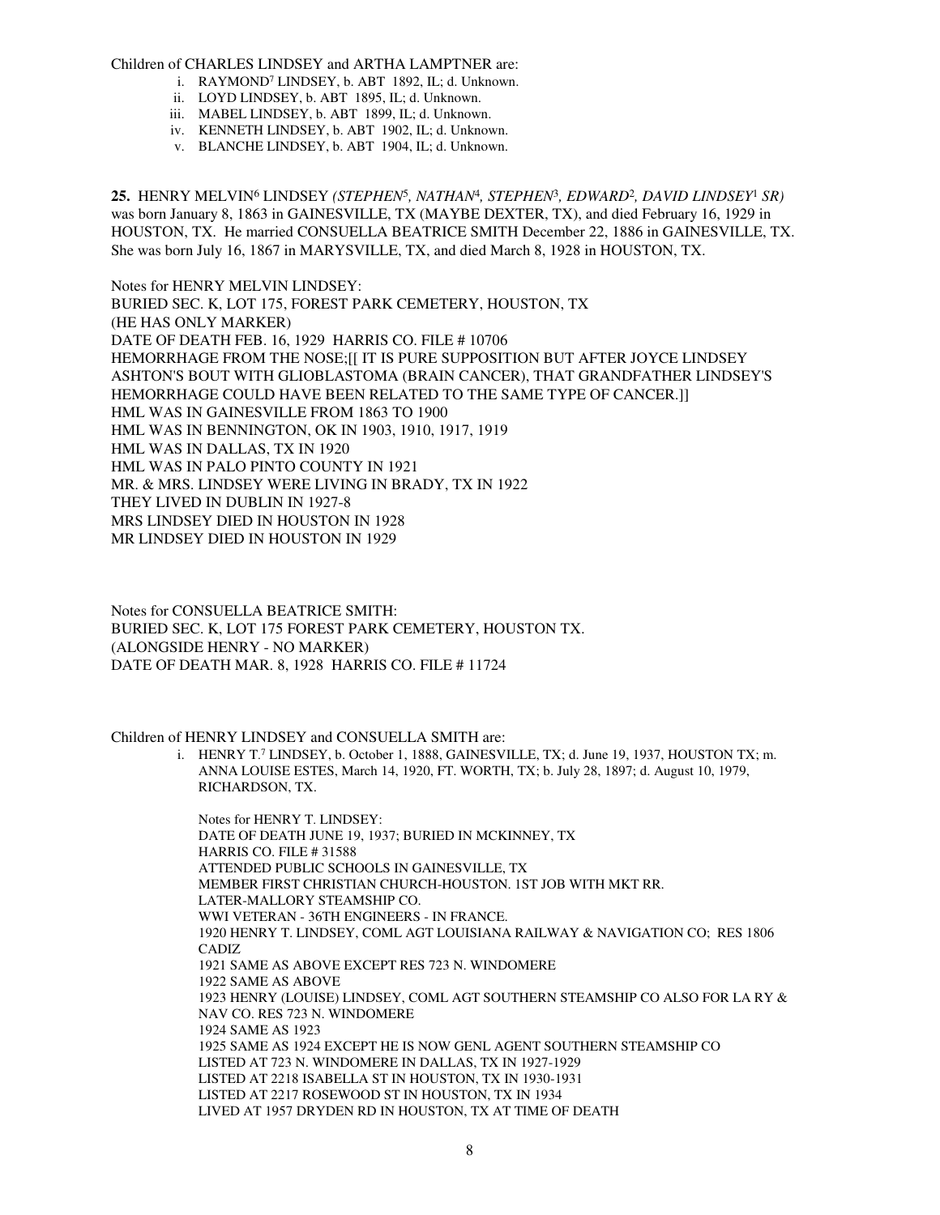Children of CHARLES LINDSEY and ARTHA LAMPTNER are:

- i. RAYMOND[7] LINDSEY, b. ABT 1892, IL; d. Unknown.
- ii. LOYD LINDSEY, b. ABT 1895, IL; d. Unknown.
- iii. MABEL LINDSEY, b. ABT 1899, IL; d. Unknown.
- iv. KENNETH LINDSEY, b. ABT 1902, IL; d. Unknown.
- v. BLANCHE LINDSEY, b. ABT 1904, IL; d. Unknown.

**25.** HENRY MELVIN[6] LINDSEY *(STEPHEN[5], NATHAN[4], STEPHEN[3], EDWARD[2], DAVID LINDSEY[1] SR)* was born January 8, 1863 in GAINESVILLE, TX (MAYBE DEXTER, TX), and died February 16, 1929 in HOUSTON, TX. He married CONSUELLA BEATRICE SMITH December 22, 1886 in GAINESVILLE, TX. She was born July 16, 1867 in MARYSVILLE, TX, and died March 8, 1928 in HOUSTON, TX.

Notes for HENRY MELVIN LINDSEY:
BURIED SEC. K, LOT 175, FOREST PARK CEMETERY, HOUSTON, TX
(HE HAS ONLY MARKER)
DATE OF DEATH FEB. 16, 1929 HARRIS CO. FILE # 10706
HEMORRHAGE FROM THE NOSE;[[ IT IS PURE SUPPOSITION BUT AFTER JOYCE LINDSEY ASHTON'S BOUT WITH GLIOBLASTOMA (BRAIN CANCER), THAT GRANDFATHER LINDSEY'S HEMORRHAGE COULD HAVE BEEN RELATED TO THE SAME TYPE OF CANCER.]]
HML WAS IN GAINESVILLE FROM 1863 TO 1900
HML WAS IN BENNINGTON, OK IN 1903, 1910, 1917, 1919
HML WAS IN DALLAS, TX IN 1920
HML WAS IN PALO PINTO COUNTY IN 1921
MR. & MRS. LINDSEY WERE LIVING IN BRADY, TX IN 1922
THEY LIVED IN DUBLIN IN 1927-8
MRS LINDSEY DIED IN HOUSTON IN 1928
MR LINDSEY DIED IN HOUSTON IN 1929

Notes for CONSUELLA BEATRICE SMITH:
BURIED SEC. K, LOT 175 FOREST PARK CEMETERY, HOUSTON TX.
(ALONGSIDE HENRY - NO MARKER)
DATE OF DEATH MAR. 8, 1928 HARRIS CO. FILE # 11724

Children of HENRY LINDSEY and CONSUELLA SMITH are:

i. HENRY T.[7] LINDSEY, b. October 1, 1888, GAINESVILLE, TX; d. June 19, 1937, HOUSTON TX; m. ANNA LOUISE ESTES, March 14, 1920, FT. WORTH, TX; b. July 28, 1897; d. August 10, 1979, RICHARDSON, TX.

Notes for HENRY T. LINDSEY:
DATE OF DEATH JUNE 19, 1937; BURIED IN MCKINNEY, TX
HARRIS CO. FILE # 31588
ATTENDED PUBLIC SCHOOLS IN GAINESVILLE, TX
MEMBER FIRST CHRISTIAN CHURCH-HOUSTON. 1ST JOB WITH MKT RR.
LATER-MALLORY STEAMSHIP CO.
WWI VETERAN - 36TH ENGINEERS - IN FRANCE.
1920 HENRY T. LINDSEY, COML AGT LOUISIANA RAILWAY & NAVIGATION CO; RES 1806 CADIZ
1921 SAME AS ABOVE EXCEPT RES 723 N. WINDOMERE
1922 SAME AS ABOVE
1923 HENRY (LOUISE) LINDSEY, COML AGT SOUTHERN STEAMSHIP CO ALSO FOR LA RY & NAV CO. RES 723 N. WINDOMERE
1924 SAME AS 1923
1925 SAME AS 1924 EXCEPT HE IS NOW GENL AGENT SOUTHERN STEAMSHIP CO
LISTED AT 723 N. WINDOMERE IN DALLAS, TX IN 1927-1929
LISTED AT 2218 ISABELLA ST IN HOUSTON, TX IN 1930-1931
LISTED AT 2217 ROSEWOOD ST IN HOUSTON, TX IN 1934
LIVED AT 1957 DRYDEN RD IN HOUSTON, TX AT TIME OF DEATH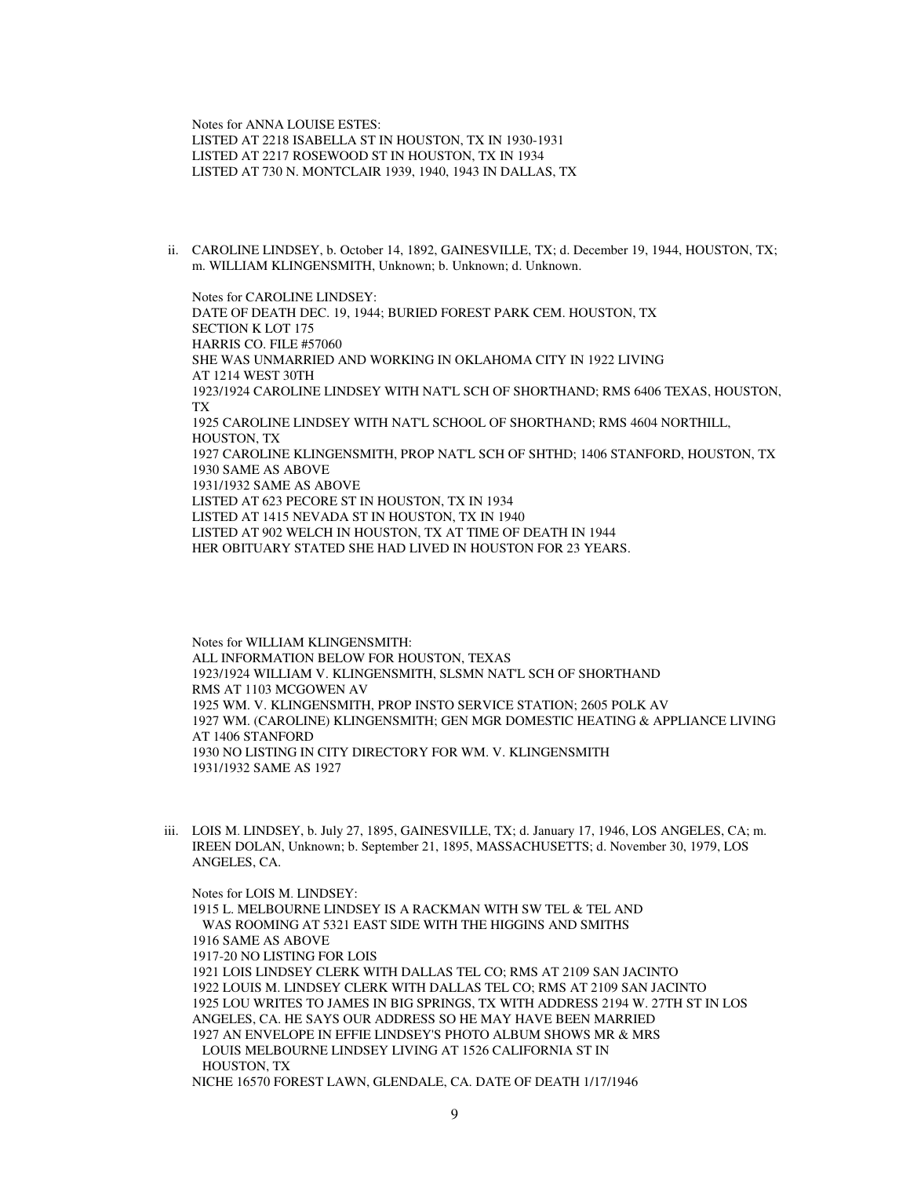Notes for ANNA LOUISE ESTES:
LISTED AT 2218 ISABELLA ST IN HOUSTON, TX IN 1930-1931
LISTED AT 2217 ROSEWOOD ST IN HOUSTON, TX IN 1934
LISTED AT 730 N. MONTCLAIR 1939, 1940, 1943 IN DALLAS, TX

ii. CAROLINE LINDSEY, b. October 14, 1892, GAINESVILLE, TX; d. December 19, 1944, HOUSTON, TX; m. WILLIAM KLINGENSMITH, Unknown; b. Unknown; d. Unknown.

Notes for CAROLINE LINDSEY:
DATE OF DEATH DEC. 19, 1944; BURIED FOREST PARK CEM. HOUSTON, TX
SECTION K LOT 175
HARRIS CO. FILE #57060
SHE WAS UNMARRIED AND WORKING IN OKLAHOMA CITY IN 1922 LIVING AT 1214 WEST 30TH
1923/1924 CAROLINE LINDSEY WITH NAT'L SCH OF SHORTHAND; RMS 6406 TEXAS, HOUSTON, TX
1925 CAROLINE LINDSEY WITH NAT'L SCHOOL OF SHORTHAND; RMS 4604 NORTHILL, HOUSTON, TX
1927 CAROLINE KLINGENSMITH, PROP NAT'L SCH OF SHTHD; 1406 STANFORD, HOUSTON, TX
1930 SAME AS ABOVE
1931/1932 SAME AS ABOVE
LISTED AT 623 PECORE ST IN HOUSTON, TX IN 1934
LISTED AT 1415 NEVADA ST IN HOUSTON, TX IN 1940
LISTED AT 902 WELCH IN HOUSTON, TX AT TIME OF DEATH IN 1944
HER OBITUARY STATED SHE HAD LIVED IN HOUSTON FOR 23 YEARS.

Notes for WILLIAM KLINGENSMITH:
ALL INFORMATION BELOW FOR HOUSTON, TEXAS
1923/1924 WILLIAM V. KLINGENSMITH, SLSMN NAT'L SCH OF SHORTHAND
RMS AT 1103 MCGOWEN AV
1925 WM. V. KLINGENSMITH, PROP INSTO SERVICE STATION; 2605 POLK AV
1927 WM. (CAROLINE) KLINGENSMITH; GEN MGR DOMESTIC HEATING & APPLIANCE LIVING AT 1406 STANFORD
1930 NO LISTING IN CITY DIRECTORY FOR WM. V. KLINGENSMITH
1931/1932 SAME AS 1927

iii. LOIS M. LINDSEY, b. July 27, 1895, GAINESVILLE, TX; d. January 17, 1946, LOS ANGELES, CA; m. IREEN DOLAN, Unknown; b. September 21, 1895, MASSACHUSETTS; d. November 30, 1979, LOS ANGELES, CA.

Notes for LOIS M. LINDSEY:
1915 L. MELBOURNE LINDSEY IS A RACKMAN WITH SW TEL & TEL AND WAS ROOMING AT 5321 EAST SIDE WITH THE HIGGINS AND SMITHS
1916 SAME AS ABOVE
1917-20 NO LISTING FOR LOIS
1921 LOIS LINDSEY CLERK WITH DALLAS TEL CO; RMS AT 2109 SAN JACINTO
1922 LOUIS M. LINDSEY CLERK WITH DALLAS TEL CO; RMS AT 2109 SAN JACINTO
1925 LOU WRITES TO JAMES IN BIG SPRINGS, TX WITH ADDRESS 2194 W. 27TH ST IN LOS ANGELES, CA. HE SAYS OUR ADDRESS SO HE MAY HAVE BEEN MARRIED
1927 AN ENVELOPE IN EFFIE LINDSEY'S PHOTO ALBUM SHOWS MR & MRS LOUIS MELBOURNE LINDSEY LIVING AT 1526 CALIFORNIA ST IN HOUSTON, TX
NICHE 16570 FOREST LAWN, GLENDALE, CA. DATE OF DEATH 1/17/1946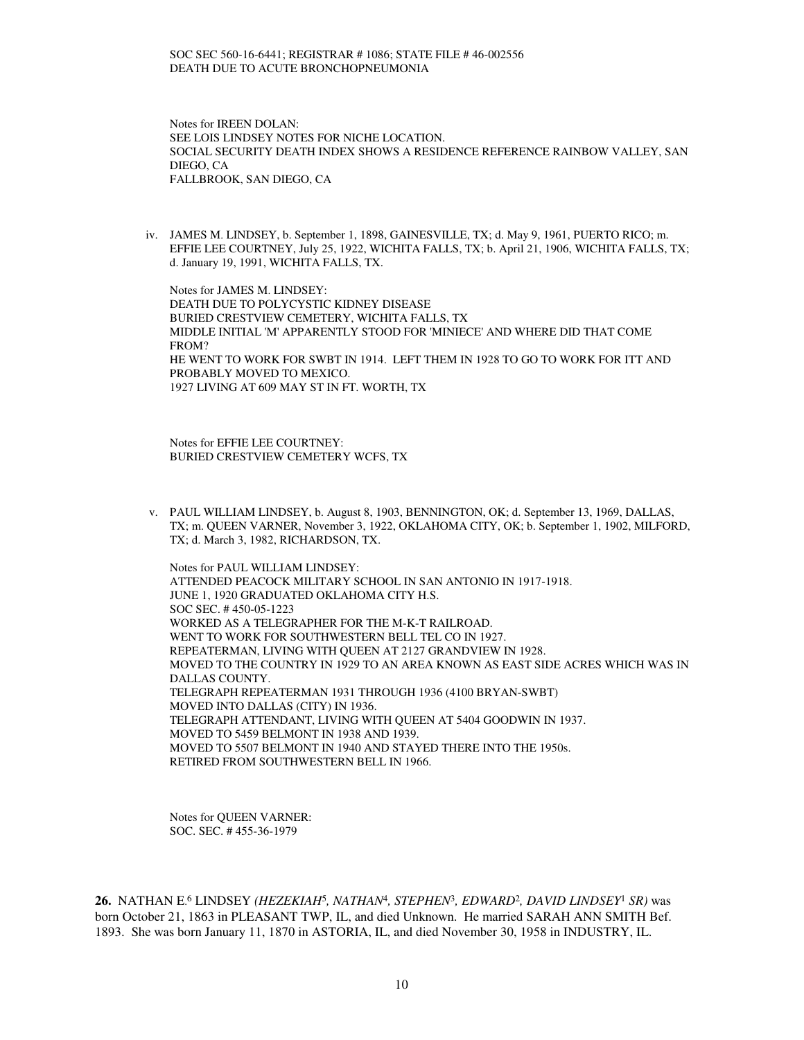SOC SEC 560-16-6441; REGISTRAR # 1086; STATE FILE # 46-002556
DEATH DUE TO ACUTE BRONCHOPNEUMONIA

Notes for IREEN DOLAN:
SEE LOIS LINDSEY NOTES FOR NICHE LOCATION.
SOCIAL SECURITY DEATH INDEX SHOWS A RESIDENCE REFERENCE RAINBOW VALLEY, SAN DIEGO, CA
FALLBROOK, SAN DIEGO, CA

iv. JAMES M. LINDSEY, b. September 1, 1898, GAINESVILLE, TX; d. May 9, 1961, PUERTO RICO; m. EFFIE LEE COURTNEY, July 25, 1922, WICHITA FALLS, TX; b. April 21, 1906, WICHITA FALLS, TX; d. January 19, 1991, WICHITA FALLS, TX.

Notes for JAMES M. LINDSEY:
DEATH DUE TO POLYCYSTIC KIDNEY DISEASE
BURIED CRESTVIEW CEMETERY, WICHITA FALLS, TX
MIDDLE INITIAL 'M' APPARENTLY STOOD FOR 'MINIECE' AND WHERE DID THAT COME FROM?
HE WENT TO WORK FOR SWBT IN 1914. LEFT THEM IN 1928 TO GO TO WORK FOR ITT AND PROBABLY MOVED TO MEXICO.
1927 LIVING AT 609 MAY ST IN FT. WORTH, TX

Notes for EFFIE LEE COURTNEY:
BURIED CRESTVIEW CEMETERY WCFS, TX

v. PAUL WILLIAM LINDSEY, b. August 8, 1903, BENNINGTON, OK; d. September 13, 1969, DALLAS, TX; m. QUEEN VARNER, November 3, 1922, OKLAHOMA CITY, OK; b. September 1, 1902, MILFORD, TX; d. March 3, 1982, RICHARDSON, TX.

Notes for PAUL WILLIAM LINDSEY:
ATTENDED PEACOCK MILITARY SCHOOL IN SAN ANTONIO IN 1917-1918.
JUNE 1, 1920 GRADUATED OKLAHOMA CITY H.S.
SOC SEC. # 450-05-1223
WORKED AS A TELEGRAPHER FOR THE M-K-T RAILROAD.
WENT TO WORK FOR SOUTHWESTERN BELL TEL CO IN 1927.
REPEATERMAN, LIVING WITH QUEEN AT 2127 GRANDVIEW IN 1928.
MOVED TO THE COUNTRY IN 1929 TO AN AREA KNOWN AS EAST SIDE ACRES WHICH WAS IN DALLAS COUNTY.
TELEGRAPH REPEATERMAN 1931 THROUGH 1936 (4100 BRYAN-SWBT)
MOVED INTO DALLAS (CITY) IN 1936.
TELEGRAPH ATTENDANT, LIVING WITH QUEEN AT 5404 GOODWIN IN 1937.
MOVED TO 5459 BELMONT IN 1938 AND 1939.
MOVED TO 5507 BELMONT IN 1940 AND STAYED THERE INTO THE 1950s.
RETIRED FROM SOUTHWESTERN BELL IN 1966.

Notes for QUEEN VARNER:
SOC. SEC. # 455-36-1979

**26.** NATHAN E.[6] LINDSEY *(HEZEKIAH[5], NATHAN[4], STEPHEN[3], EDWARD[2], DAVID LINDSEY[1] SR)* was born October 21, 1863 in PLEASANT TWP, IL, and died Unknown. He married SARAH ANN SMITH Bef. 1893. She was born January 11, 1870 in ASTORIA, IL, and died November 30, 1958 in INDUSTRY, IL.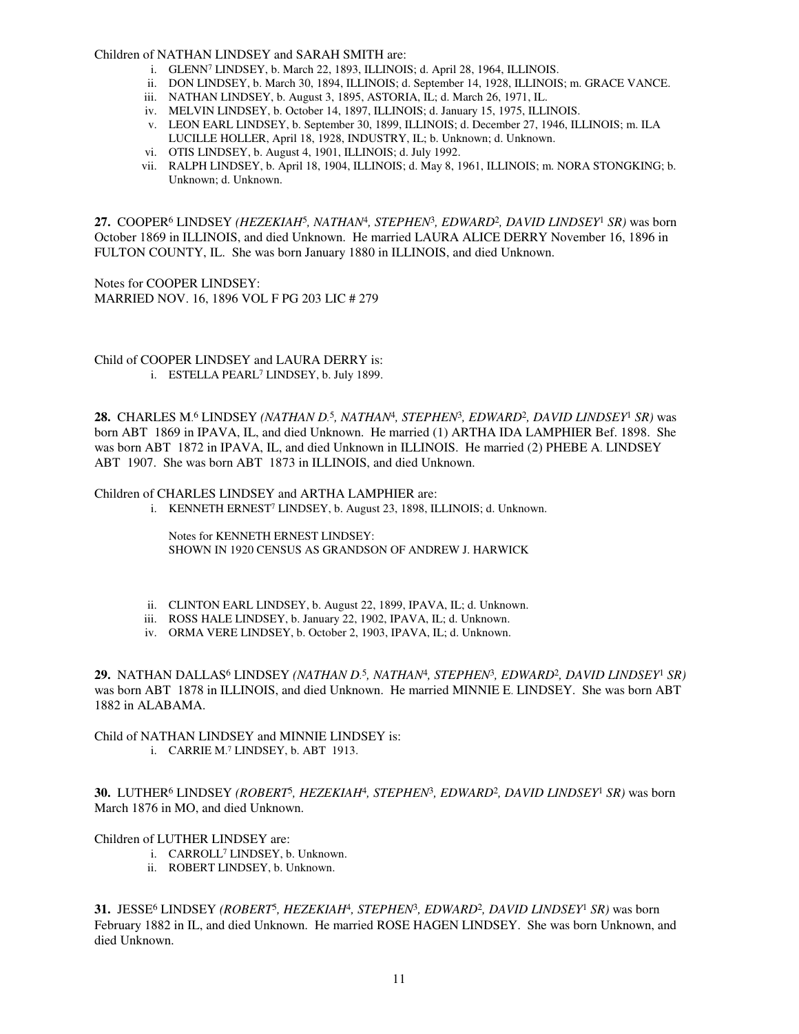Children of NATHAN LINDSEY and SARAH SMITH are:

- i. GLENN[7] LINDSEY, b. March 22, 1893, ILLINOIS; d. April 28, 1964, ILLINOIS.
- ii. DON LINDSEY, b. March 30, 1894, ILLINOIS; d. September 14, 1928, ILLINOIS; m. GRACE VANCE.
- iii. NATHAN LINDSEY, b. August 3, 1895, ASTORIA, IL; d. March 26, 1971, IL.
- iv. MELVIN LINDSEY, b. October 14, 1897, ILLINOIS; d. January 15, 1975, ILLINOIS.
- v. LEON EARL LINDSEY, b. September 30, 1899, ILLINOIS; d. December 27, 1946, ILLINOIS; m. ILA LUCILLE HOLLER, April 18, 1928, INDUSTRY, IL; b. Unknown; d. Unknown.
- vi. OTIS LINDSEY, b. August 4, 1901, ILLINOIS; d. July 1992.
- vii. RALPH LINDSEY, b. April 18, 1904, ILLINOIS; d. May 8, 1961, ILLINOIS; m. NORA STONGKING; b. Unknown; d. Unknown.

**27.** COOPER[6] LINDSEY *(HEZEKIAH[5], NATHAN[4], STEPHEN[3], EDWARD[2], DAVID LINDSEY[1] SR)* was born October 1869 in ILLINOIS, and died Unknown. He married LAURA ALICE DERRY November 16, 1896 in FULTON COUNTY, IL. She was born January 1880 in ILLINOIS, and died Unknown.

Notes for COOPER LINDSEY:
MARRIED NOV. 16, 1896 VOL F PG 203 LIC # 279

Child of COOPER LINDSEY and LAURA DERRY is:

- i. ESTELLA PEARL[7] LINDSEY, b. July 1899.

**28.** CHARLES M.[6] LINDSEY *(NATHAN D.[5], NATHAN[4], STEPHEN[3], EDWARD[2], DAVID LINDSEY[1] SR)* was born ABT 1869 in IPAVA, IL, and died Unknown. He married (1) ARTHA IDA LAMPHIER Bef. 1898. She was born ABT 1872 in IPAVA, IL, and died Unknown in ILLINOIS. He married (2) PHEBE A. LINDSEY ABT 1907. She was born ABT 1873 in ILLINOIS, and died Unknown.

Children of CHARLES LINDSEY and ARTHA LAMPHIER are:

- i. KENNETH ERNEST[7] LINDSEY, b. August 23, 1898, ILLINOIS; d. Unknown.

  Notes for KENNETH ERNEST LINDSEY:
  SHOWN IN 1920 CENSUS AS GRANDSON OF ANDREW J. HARWICK

- ii. CLINTON EARL LINDSEY, b. August 22, 1899, IPAVA, IL; d. Unknown.
- iii. ROSS HALE LINDSEY, b. January 22, 1902, IPAVA, IL; d. Unknown.
- iv. ORMA VERE LINDSEY, b. October 2, 1903, IPAVA, IL; d. Unknown.

**29.** NATHAN DALLAS[6] LINDSEY *(NATHAN D.[5], NATHAN[4], STEPHEN[3], EDWARD[2], DAVID LINDSEY[1] SR)* was born ABT 1878 in ILLINOIS, and died Unknown. He married MINNIE E. LINDSEY. She was born ABT 1882 in ALABAMA.

Child of NATHAN LINDSEY and MINNIE LINDSEY is:

- i. CARRIE M.[7] LINDSEY, b. ABT 1913.

**30.** LUTHER[6] LINDSEY *(ROBERT[5], HEZEKIAH[4], STEPHEN[3], EDWARD[2], DAVID LINDSEY[1] SR)* was born March 1876 in MO, and died Unknown.

Children of LUTHER LINDSEY are:

- i. CARROLL[7] LINDSEY, b. Unknown.
- ii. ROBERT LINDSEY, b. Unknown.

**31.** JESSE[6] LINDSEY *(ROBERT[5], HEZEKIAH[4], STEPHEN[3], EDWARD[2], DAVID LINDSEY[1] SR)* was born February 1882 in IL, and died Unknown. He married ROSE HAGEN LINDSEY. She was born Unknown, and died Unknown.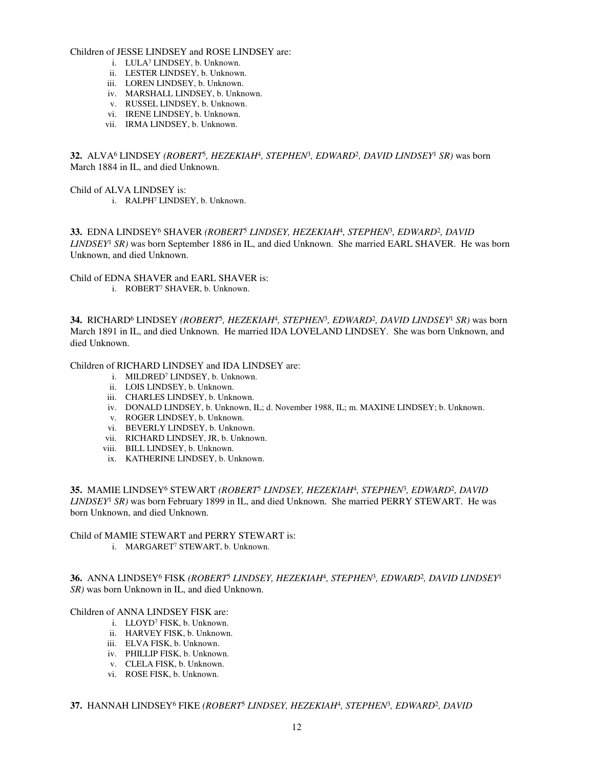Children of JESSE LINDSEY and ROSE LINDSEY are:

- i. LULA[7] LINDSEY, b. Unknown.
- ii. LESTER LINDSEY, b. Unknown.
- iii. LOREN LINDSEY, b. Unknown.
- iv. MARSHALL LINDSEY, b. Unknown.
- v. RUSSEL LINDSEY, b. Unknown.
- vi. IRENE LINDSEY, b. Unknown.
- vii. IRMA LINDSEY, b. Unknown.

**32.** ALVA[6] LINDSEY *(ROBERT[5], HEZEKIAH[4], STEPHEN[3], EDWARD[2], DAVID LINDSEY[1] SR)* was born March 1884 in IL, and died Unknown.

Child of ALVA LINDSEY is:

- i. RALPH[7] LINDSEY, b. Unknown.

**33.** EDNA LINDSEY[6] SHAVER *(ROBERT[5] LINDSEY, HEZEKIAH[4], STEPHEN[3], EDWARD[2], DAVID LINDSEY[1] SR)* was born September 1886 in IL, and died Unknown. She married EARL SHAVER. He was born Unknown, and died Unknown.

Child of EDNA SHAVER and EARL SHAVER is:

- i. ROBERT[7] SHAVER, b. Unknown.

**34.** RICHARD[6] LINDSEY *(ROBERT[5], HEZEKIAH[4], STEPHEN[3], EDWARD[2], DAVID LINDSEY[1] SR)* was born March 1891 in IL, and died Unknown. He married IDA LOVELAND LINDSEY. She was born Unknown, and died Unknown.

Children of RICHARD LINDSEY and IDA LINDSEY are:

- i. MILDRED[7] LINDSEY, b. Unknown.
- ii. LOIS LINDSEY, b. Unknown.
- iii. CHARLES LINDSEY, b. Unknown.
- iv. DONALD LINDSEY, b. Unknown, IL; d. November 1988, IL; m. MAXINE LINDSEY; b. Unknown.
- v. ROGER LINDSEY, b. Unknown.
- vi. BEVERLY LINDSEY, b. Unknown.
- vii. RICHARD LINDSEY, JR, b. Unknown.
- viii. BILL LINDSEY, b. Unknown.
- ix. KATHERINE LINDSEY, b. Unknown.

**35.** MAMIE LINDSEY[6] STEWART *(ROBERT[5] LINDSEY, HEZEKIAH[4], STEPHEN[3], EDWARD[2], DAVID LINDSEY[1] SR)* was born February 1899 in IL, and died Unknown. She married PERRY STEWART. He was born Unknown, and died Unknown.

Child of MAMIE STEWART and PERRY STEWART is:

- i. MARGARET[7] STEWART, b. Unknown.

**36.** ANNA LINDSEY[6] FISK *(ROBERT[5] LINDSEY, HEZEKIAH[4], STEPHEN[3], EDWARD[2], DAVID LINDSEY[1] SR)* was born Unknown in IL, and died Unknown.

Children of ANNA LINDSEY FISK are:

- i. LLOYD[7] FISK, b. Unknown.
- ii. HARVEY FISK, b. Unknown.
- iii. ELVA FISK, b. Unknown.
- iv. PHILLIP FISK, b. Unknown.
- v. CLELA FISK, b. Unknown.
- vi. ROSE FISK, b. Unknown.

**37.** HANNAH LINDSEY[6] FIKE *(ROBERT[5] LINDSEY, HEZEKIAH[4], STEPHEN[3], EDWARD[2], DAVID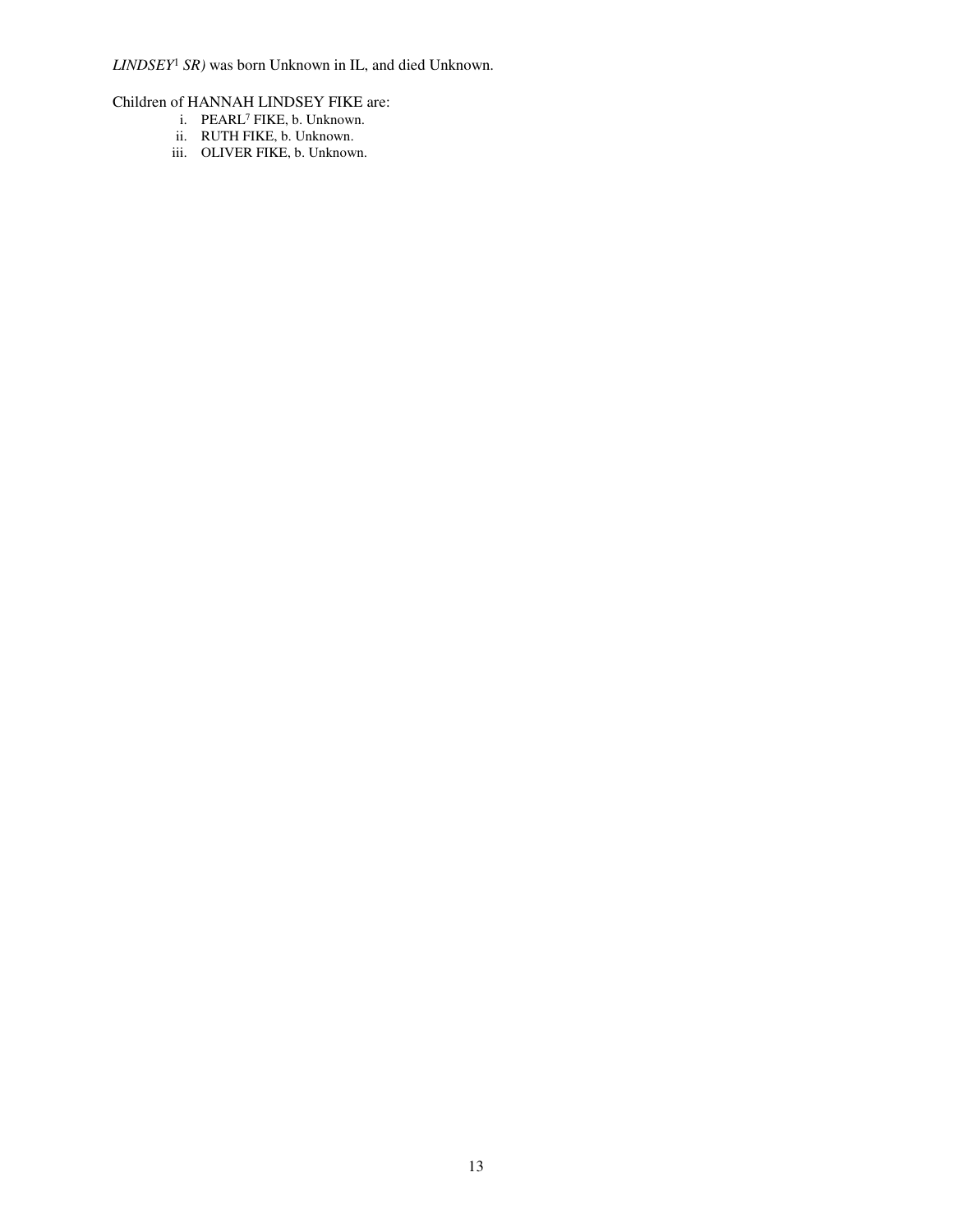*LINDSEY*[1] *SR)* was born Unknown in IL, and died Unknown.

Children of HANNAH LINDSEY FIKE are:

i. PEARL[7] FIKE, b. Unknown.

ii. RUTH FIKE, b. Unknown.

iii. OLIVER FIKE, b. Unknown.